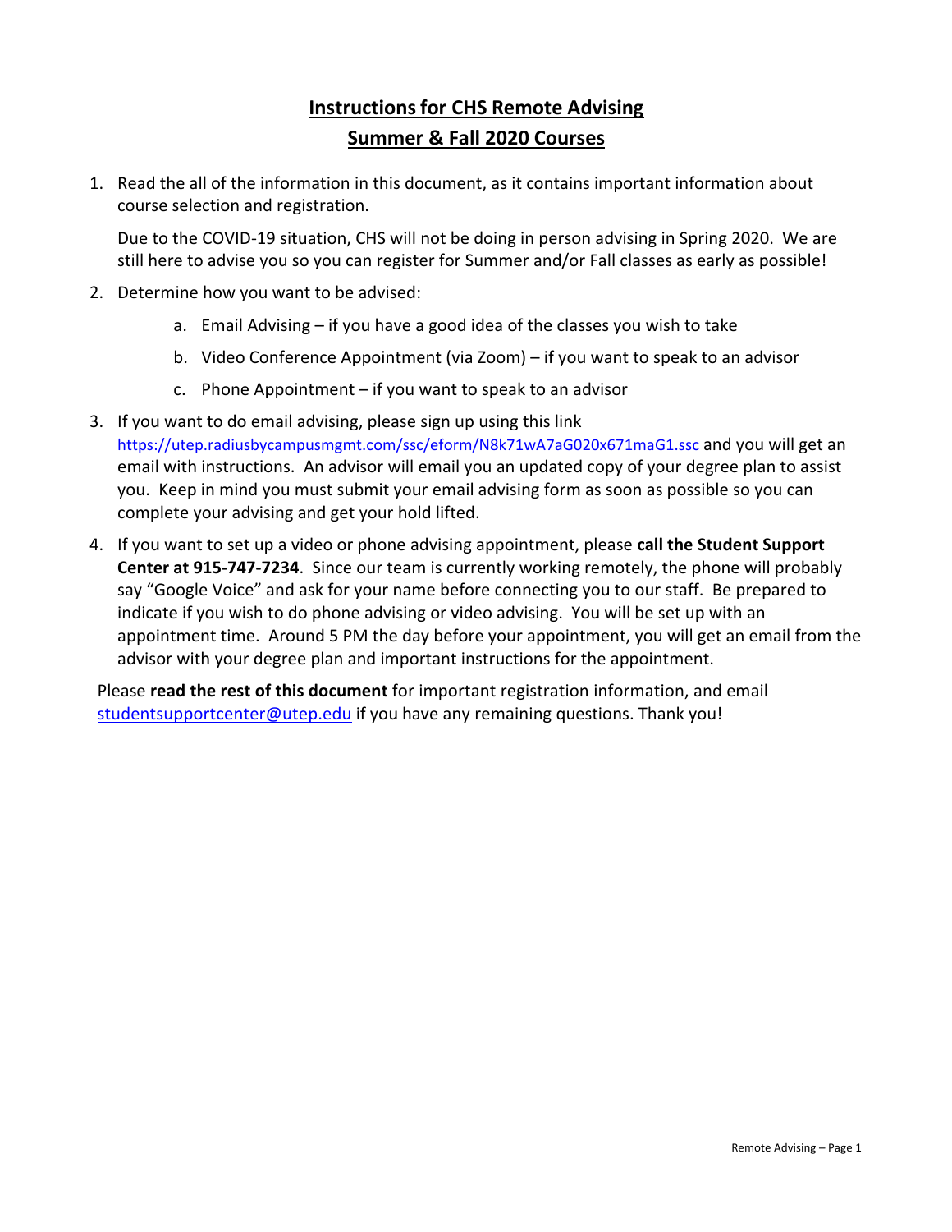# Instructions for CHS Remote Advising
## Summer & Fall 2020 Courses

1. Read the all of the information in this document, as it contains important information about course selection and registration.

   Due to the COVID-19 situation, CHS will not be doing in person advising in Spring 2020. We are still here to advise you so you can register for Summer and/or Fall classes as early as possible!

2. Determine how you want to be advised:

   a. Email Advising – if you have a good idea of the classes you wish to take

   b. Video Conference Appointment (via Zoom) – if you want to speak to an advisor

   c. Phone Appointment – if you want to speak to an advisor

3. If you want to do email advising, please sign up using this link https://utep.radiusbycampusmgmt.com/ssc/eform/N8k71wA7aG020x671maG1.ssc and you will get an email with instructions. An advisor will email you an updated copy of your degree plan to assist you. Keep in mind you must submit your email advising form as soon as possible so you can complete your advising and get your hold lifted.

4. If you want to set up a video or phone advising appointment, please **call the Student Support Center at 915-747-7234**. Since our team is currently working remotely, the phone will probably say "Google Voice" and ask for your name before connecting you to our staff. Be prepared to indicate if you wish to do phone advising or video advising. You will be set up with an appointment time. Around 5 PM the day before your appointment, you will get an email from the advisor with your degree plan and important instructions for the appointment.

Please **read the rest of this document** for important registration information, and email studentsupportcenter@utep.edu if you have any remaining questions. Thank you!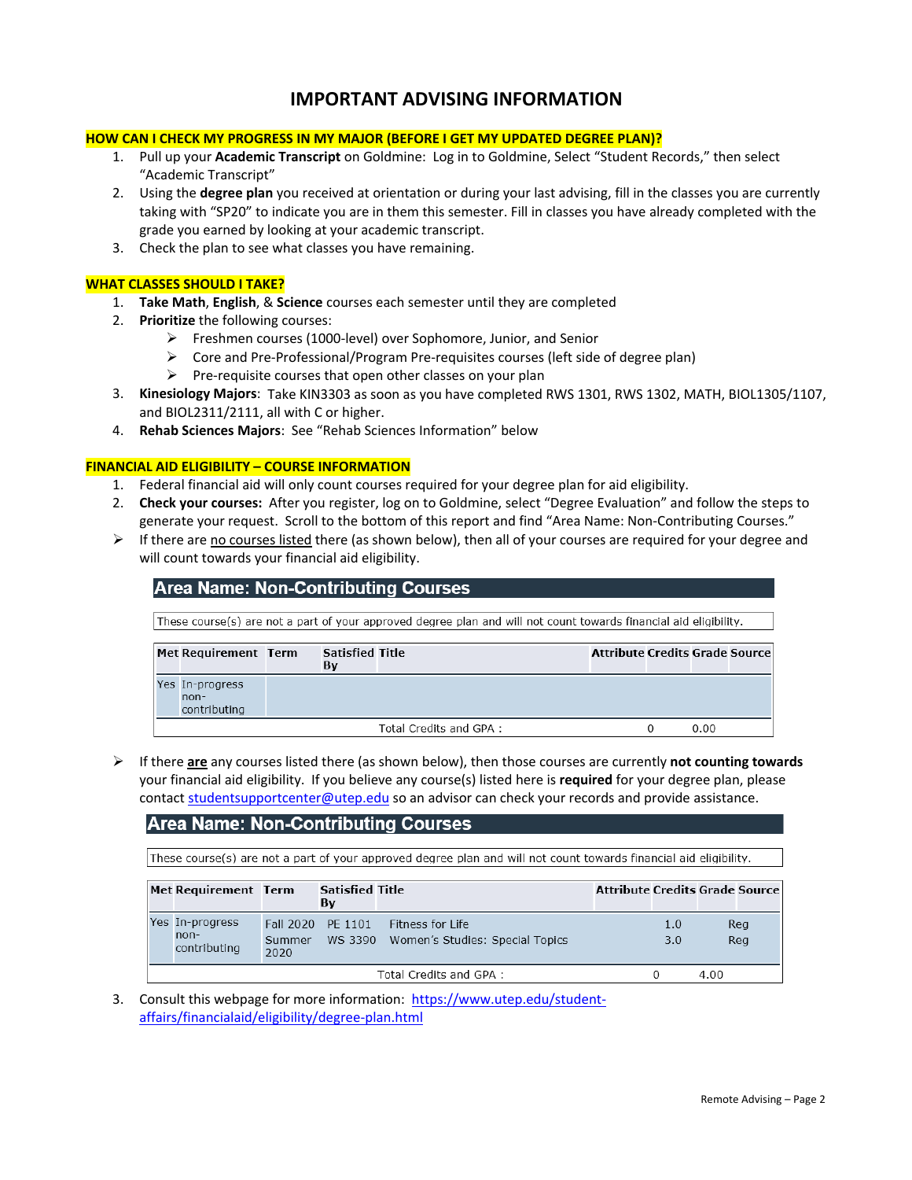# IMPORTANT ADVISING INFORMATION

## HOW CAN I CHECK MY PROGRESS IN MY MAJOR (BEFORE I GET MY UPDATED DEGREE PLAN)?

1. Pull up your **Academic Transcript** on Goldmine: Log in to Goldmine, Select "Student Records," then select "Academic Transcript"
2. Using the **degree plan** you received at orientation or during your last advising, fill in the classes you are currently taking with "SP20" to indicate you are in them this semester. Fill in classes you have already completed with the grade you earned by looking at your academic transcript.
3. Check the plan to see what classes you have remaining.

## WHAT CLASSES SHOULD I TAKE?

1. **Take Math**, **English**, & **Science** courses each semester until they are completed
2. **Prioritize** the following courses:
   - Freshmen courses (1000-level) over Sophomore, Junior, and Senior
   - Core and Pre-Professional/Program Pre-requisites courses (left side of degree plan)
   - Pre-requisite courses that open other classes on your plan
3. **Kinesiology Majors**: Take KIN3303 as soon as you have completed RWS 1301, RWS 1302, MATH, BIOL1305/1107, and BIOL2311/2111, all with C or higher.
4. **Rehab Sciences Majors**: See "Rehab Sciences Information" below

## FINANCIAL AID ELIGIBILITY – COURSE INFORMATION

1. Federal financial aid will only count courses required for your degree plan for aid eligibility.
2. **Check your courses:** After you register, log on to Goldmine, select "Degree Evaluation" and follow the steps to generate your request. Scroll to the bottom of this report and find "Area Name: Non-Contributing Courses."

- If there are <u>no courses listed</u> there (as shown below), then all of your courses are required for your degree and will count towards your financial aid eligibility.

**Area Name: Non-Contributing Courses**

These course(s) are not a part of your approved degree plan and will not count towards financial aid eligibility.

| Met | Requirement | Term | Satisfied By | Title | Attribute | Credits | Grade | Source |
|---|---|---|---|---|---|---|---|---|
| Yes | In-progress non-contributing | | | | | | | |
| | | | | Total Credits and GPA : | | 0 | 0.00 | |

- If there **<u>are</u>** any courses listed there (as shown below), then those courses are currently **not counting towards** your financial aid eligibility. If you believe any course(s) listed here is **required** for your degree plan, please contact studentsupportcenter@utep.edu so an advisor can check your records and provide assistance.

**Area Name: Non-Contributing Courses**

These course(s) are not a part of your approved degree plan and will not count towards financial aid eligibility.

| Met | Requirement | Term | Satisfied By | Title | Attribute | Credits | Grade | Source |
|---|---|---|---|---|---|---|---|---|
| Yes | In-progress non-contributing | Fall 2020 | PE 1101 | Fitness for Life | | 1.0 | | Reg |
| | | Summer 2020 | WS 3390 | Women's Studies: Special Topics | | 3.0 | | Reg |
| | | | | Total Credits and GPA : | | 0 | 4.00 | |

3. Consult this webpage for more information: https://www.utep.edu/student-affairs/financialaid/eligibility/degree-plan.html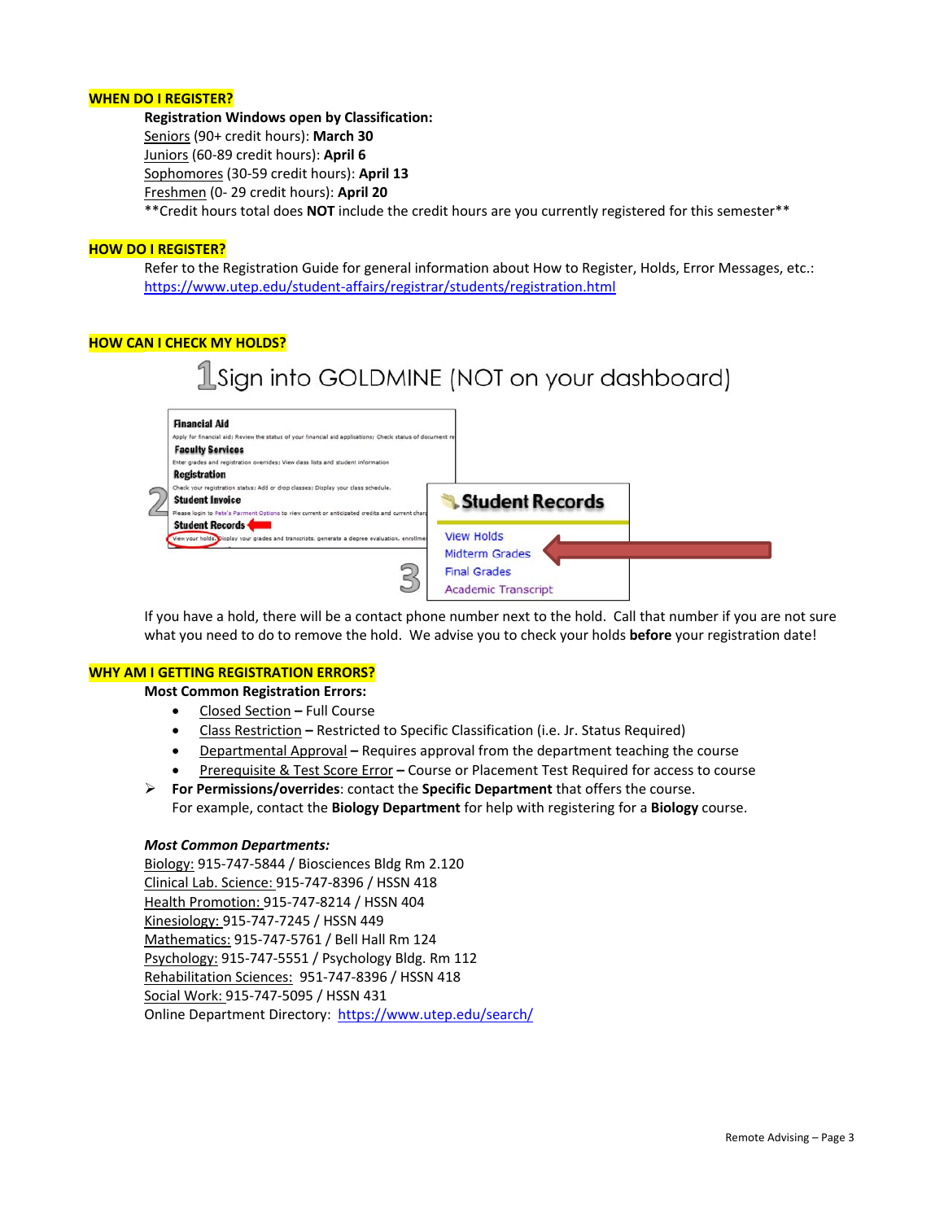**WHEN DO I REGISTER?**

**Registration Windows open by Classification:**

Seniors (90+ credit hours): **March 30**
Juniors (60-89 credit hours): **April 6**
Sophomores (30-59 credit hours): **April 13**
Freshmen (0- 29 credit hours): **April 20**
**Credit hours total does **NOT** include the credit hours are you currently registered for this semester**

**HOW DO I REGISTER?**

Refer to the Registration Guide for general information about How to Register, Holds, Error Messages, etc.: https://www.utep.edu/student-affairs/registrar/students/registration.html

**HOW CAN I CHECK MY HOLDS?**

1 Sign into GOLDMINE (NOT on your dashboard)

2 **Financial Aid**
Apply for financial aid; Review the status of your financial aid applications; Check status of document re
**Faculty Services**
Enter grades and registration overrides; View class lists and student information
**Registration**
Check your registration status; Add or drop classes; Display your class schedule.
**Student Invoice**
Please login to Pete's Payment Options to view current or anticipated credits and current charg
**Student Records**
View your holds; Display your grades and transcripts, generate a degree evaluation, enrollme

3 **Student Records**
View Holds
Midterm Grades
Final Grades
Academic Transcript

If you have a hold, there will be a contact phone number next to the hold. Call that number if you are not sure what you need to do to remove the hold. We advise you to check your holds **before** your registration date!

**WHY AM I GETTING REGISTRATION ERRORS?**

**Most Common Registration Errors:**

- Closed Section **–** Full Course
- Class Restriction **–** Restricted to Specific Classification (i.e. Jr. Status Required)
- Departmental Approval **–** Requires approval from the department teaching the course
- Prerequisite & Test Score Error **–** Course or Placement Test Required for access to course

➢ **For Permissions/overrides**: contact the **Specific Department** that offers the course.
For example, contact the **Biology Department** for help with registering for a **Biology** course.

***Most Common Departments:***

Biology: 915-747-5844 / Biosciences Bldg Rm 2.120
Clinical Lab. Science: 915-747-8396 / HSSN 418
Health Promotion: 915-747-8214 / HSSN 404
Kinesiology: 915-747-7245 / HSSN 449
Mathematics: 915-747-5761 / Bell Hall Rm 124
Psychology: 915-747-5551 / Psychology Bldg. Rm 112
Rehabilitation Sciences: 951-747-8396 / HSSN 418
Social Work: 915-747-5095 / HSSN 431
Online Department Directory: https://www.utep.edu/search/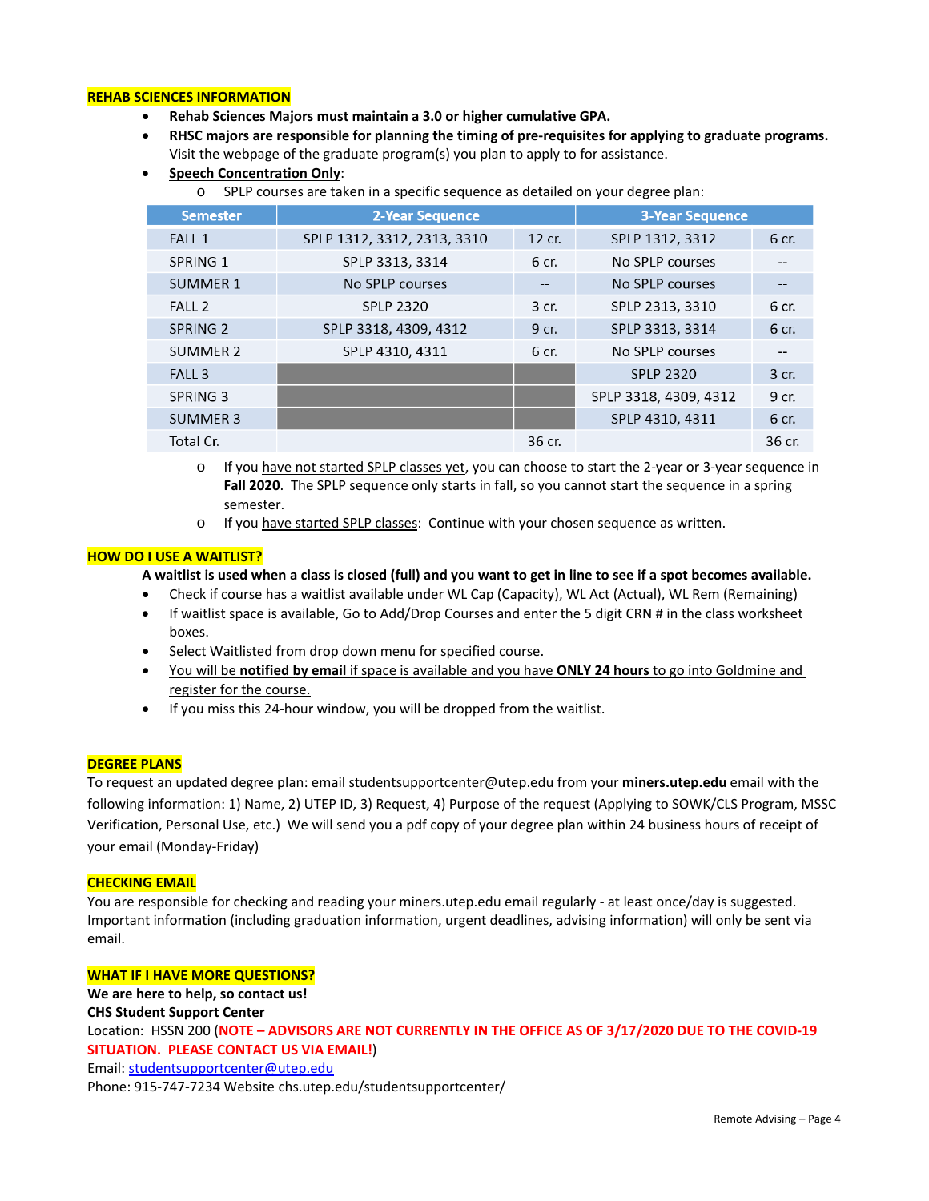## REHAB SCIENCES INFORMATION

- **Rehab Sciences Majors must maintain a 3.0 or higher cumulative GPA.**
- **RHSC majors are responsible for planning the timing of pre-requisites for applying to graduate programs.** Visit the webpage of the graduate program(s) you plan to apply to for assistance.
- <u>**Speech Concentration Only**</u>:
  - SPLP courses are taken in a specific sequence as detailed on your degree plan:

| Semester | 2-Year Sequence | | 3-Year Sequence | |
|---|---|---|---|---|
| FALL 1 | SPLP 1312, 3312, 2313, 3310 | 12 cr. | SPLP 1312, 3312 | 6 cr. |
| SPRING 1 | SPLP 3313, 3314 | 6 cr. | No SPLP courses | -- |
| SUMMER 1 | No SPLP courses | -- | No SPLP courses | -- |
| FALL 2 | SPLP 2320 | 3 cr. | SPLP 2313, 3310 | 6 cr. |
| SPRING 2 | SPLP 3318, 4309, 4312 | 9 cr. | SPLP 3313, 3314 | 6 cr. |
| SUMMER 2 | SPLP 4310, 4311 | 6 cr. | No SPLP courses | -- |
| FALL 3 | | | SPLP 2320 | 3 cr. |
| SPRING 3 | | | SPLP 3318, 4309, 4312 | 9 cr. |
| SUMMER 3 | | | SPLP 4310, 4311 | 6 cr. |
| Total Cr. | | 36 cr. | | 36 cr. |

  - If you <u>have not started SPLP classes yet</u>, you can choose to start the 2-year or 3-year sequence in **Fall 2020**. The SPLP sequence only starts in fall, so you cannot start the sequence in a spring semester.
  - If you <u>have started SPLP classes</u>: Continue with your chosen sequence as written.

## HOW DO I USE A WAITLIST?

**A waitlist is used when a class is closed (full) and you want to get in line to see if a spot becomes available.**

- Check if course has a waitlist available under WL Cap (Capacity), WL Act (Actual), WL Rem (Remaining)
- If waitlist space is available, Go to Add/Drop Courses and enter the 5 digit CRN # in the class worksheet boxes.
- Select Waitlisted from drop down menu for specified course.
- <u>You will be **notified by email** if space is available and you have **ONLY 24 hours** to go into Goldmine and register for the course.</u>
- If you miss this 24-hour window, you will be dropped from the waitlist.

## DEGREE PLANS

To request an updated degree plan: email studentsupportcenter@utep.edu from your **miners.utep.edu** email with the following information: 1) Name, 2) UTEP ID, 3) Request, 4) Purpose of the request (Applying to SOWK/CLS Program, MSSC Verification, Personal Use, etc.) We will send you a pdf copy of your degree plan within 24 business hours of receipt of your email (Monday-Friday)

## CHECKING EMAIL

You are responsible for checking and reading your miners.utep.edu email regularly - at least once/day is suggested. Important information (including graduation information, urgent deadlines, advising information) will only be sent via email.

## WHAT IF I HAVE MORE QUESTIONS?

**We are here to help, so contact us!**
**CHS Student Support Center**
Location: HSSN 200 (**NOTE – ADVISORS ARE NOT CURRENTLY IN THE OFFICE AS OF 3/17/2020 DUE TO THE COVID-19 SITUATION. PLEASE CONTACT US VIA EMAIL!**)
Email: studentsupportcenter@utep.edu
Phone: 915-747-7234 Website chs.utep.edu/studentsupportcenter/